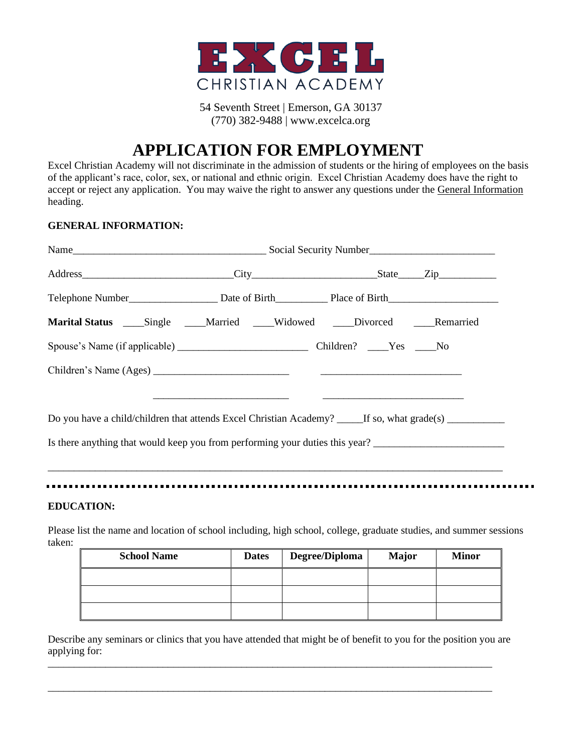# EXCEL

CHRISTIAN ACADEMY

54 Seventh Street | Emerson, GA 30137
(770) 382-9488 | www.excelca.org

# APPLICATION FOR EMPLOYMENT

Excel Christian Academy will not discriminate in the admission of students or the hiring of employees on the basis of the applicant's race, color, sex, or national and ethnic origin. Excel Christian Academy does have the right to accept or reject any application. You may waive the right to answer any questions under the General Information heading.

**GENERAL INFORMATION:**

Name______________________________________ Social Security Number________________________

Address_____________________________City________________________State_____Zip___________

Telephone Number_________________ Date of Birth__________ Place of Birth_____________________

**Marital Status** ____Single ____Married ____Widowed ____Divorced ____Remarried

Spouse's Name (if applicable) _________________________ Children? ____Yes ____No

Children's Name (Ages) __________________________ __________________________

__________________________ __________________________

Do you have a child/children that attends Excel Christian Academy? _____If so, what grade(s) ___________

Is there anything that would keep you from performing your duties this year? _________________________

_____________________________________________________________________________________

**EDUCATION:**

Please list the name and location of school including, high school, college, graduate studies, and summer sessions taken:

| School Name | Dates | Degree/Diploma | Major | Minor |
|---|---|---|---|---|
| | | | | |
| | | | | |
| | | | | |

Describe any seminars or clinics that you have attended that might be of benefit to you for the position you are applying for:

_____________________________________________________________________________________

_____________________________________________________________________________________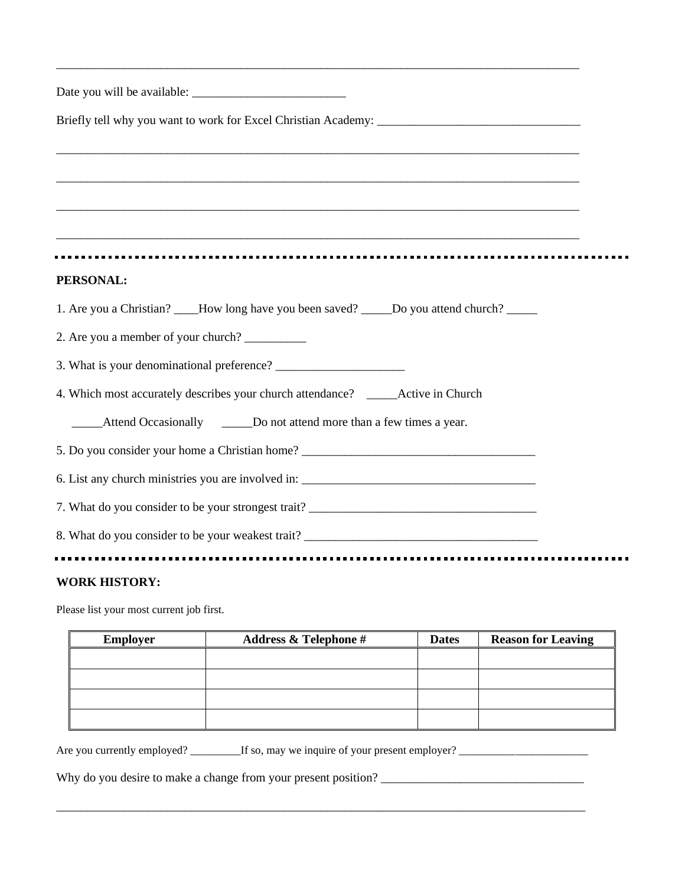___________________________________________________________________________________

Date you will be available: _________________________

Briefly tell why you want to work for Excel Christian Academy: _________________________________

___________________________________________________________________________________

___________________________________________________________________________________

___________________________________________________________________________________

___________________________________________________________________________________

**PERSONAL:**

1. Are you a Christian? ____How long have you been saved? _____Do you attend church? _____

2. Are you a member of your church? __________

3. What is your denominational preference? _____________________

4. Which most accurately describes your church attendance? _____Active in Church

   _____Attend Occasionally _____Do not attend more than a few times a year.

5. Do you consider your home a Christian home? ______________________________________

6. List any church ministries you are involved in: ______________________________________

7. What do you consider to be your strongest trait? _____________________________________

8. What do you consider to be your weakest trait? ______________________________________

**WORK HISTORY:**

Please list your most current job first.

| Employer | Address & Telephone # | Dates | Reason for Leaving |
|---|---|---|---|
| | | | |
| | | | |
| | | | |
| | | | |

Are you currently employed? _________If so, may we inquire of your present employer? ________________________

Why do you desire to make a change from your present position? _________________________________

___________________________________________________________________________________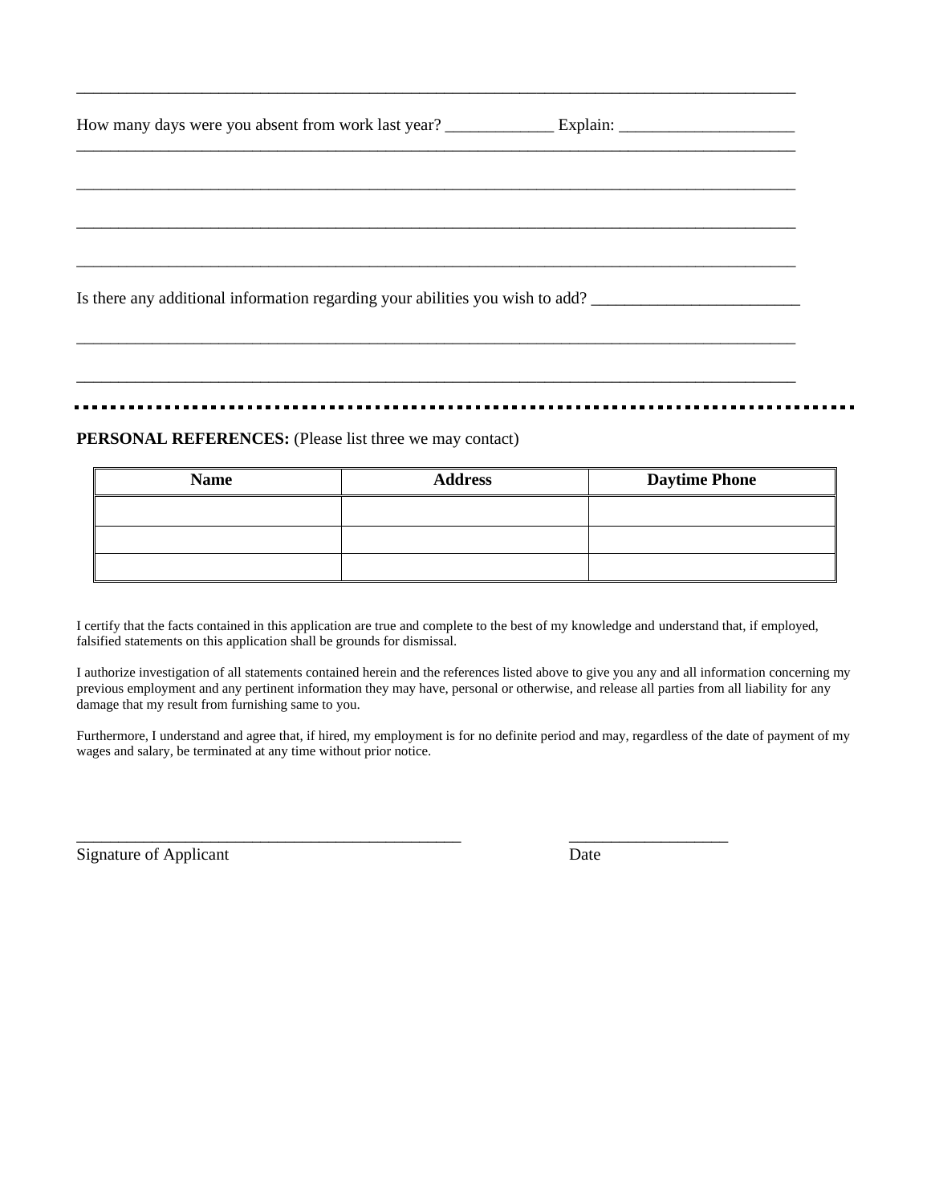______________________________________________________________________________________

How many days were you absent from work last year? _____________ Explain: _____________________
______________________________________________________________________________________

______________________________________________________________________________________

______________________________________________________________________________________

______________________________________________________________________________________

Is there any additional information regarding your abilities you wish to add? _________________________

______________________________________________________________________________________

______________________________________________________________________________________

---

**PERSONAL REFERENCES:** (Please list three we may contact)

| Name | Address | Daytime Phone |
|---|---|---|
| | | |
| | | |
| | | |

I certify that the facts contained in this application are true and complete to the best of my knowledge and understand that, if employed, falsified statements on this application shall be grounds for dismissal.

I authorize investigation of all statements contained herein and the references listed above to give you any and all information concerning my previous employment and any pertinent information they may have, personal or otherwise, and release all parties from all liability for any damage that my result from furnishing same to you.

Furthermore, I understand and agree that, if hired, my employment is for no definite period and may, regardless of the date of payment of my wages and salary, be terminated at any time without prior notice.

_______________________________________________ ___________________

Signature of Applicant Date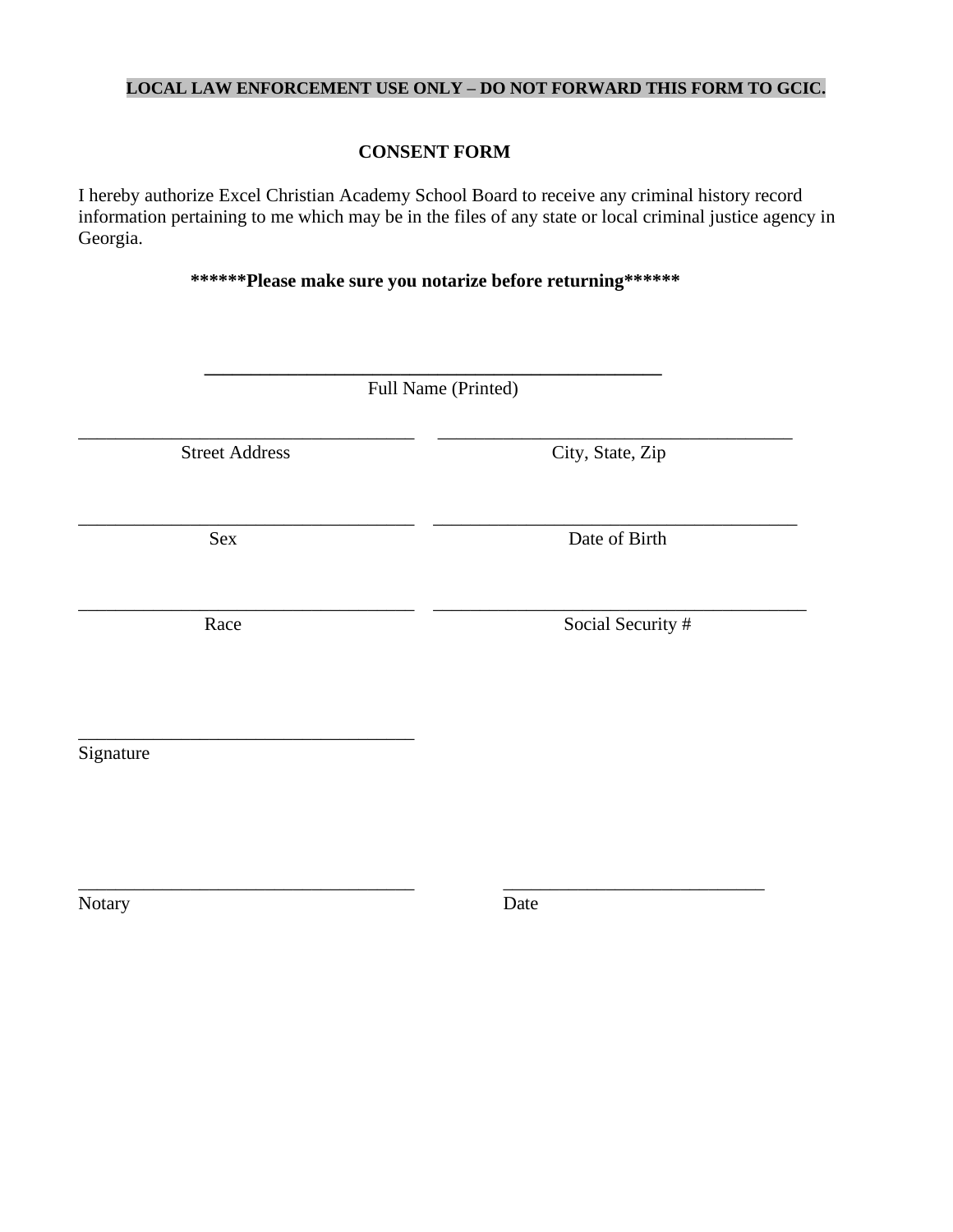**LOCAL LAW ENFORCEMENT USE ONLY – DO NOT FORWARD THIS FORM TO GCIC.**

## CONSENT FORM

I hereby authorize Excel Christian Academy School Board to receive any criminal history record information pertaining to me which may be in the files of any state or local criminal justice agency in Georgia.

**\*\*\*\*\*\*Please make sure you notarize before returning\*\*\*\*\*\***

\_\_\_\_\_\_\_\_\_\_\_\_\_\_\_\_\_\_\_\_\_\_\_\_\_\_\_\_\_\_\_\_\_\_\_\_\_\_\_\_

Full Name (Printed)

\_\_\_\_\_\_\_\_\_\_\_\_\_\_\_\_\_\_\_\_\_\_\_\_\_\_\_\_\_\_\_\_\_\_\_\_ \_\_\_\_\_\_\_\_\_\_\_\_\_\_\_\_\_\_\_\_\_\_\_\_\_\_\_\_\_\_\_\_\_\_\_\_

Street Address City, State, Zip

\_\_\_\_\_\_\_\_\_\_\_\_\_\_\_\_\_\_\_\_\_\_\_\_\_\_\_\_\_\_\_\_\_\_\_\_ \_\_\_\_\_\_\_\_\_\_\_\_\_\_\_\_\_\_\_\_\_\_\_\_\_\_\_\_\_\_\_\_\_\_\_\_

Sex Date of Birth

\_\_\_\_\_\_\_\_\_\_\_\_\_\_\_\_\_\_\_\_\_\_\_\_\_\_\_\_\_\_\_\_\_\_\_\_ \_\_\_\_\_\_\_\_\_\_\_\_\_\_\_\_\_\_\_\_\_\_\_\_\_\_\_\_\_\_\_\_\_\_\_\_

Race Social Security #

\_\_\_\_\_\_\_\_\_\_\_\_\_\_\_\_\_\_\_\_\_\_\_\_\_\_\_\_\_\_\_\_\_\_\_\_

Signature

\_\_\_\_\_\_\_\_\_\_\_\_\_\_\_\_\_\_\_\_\_\_\_\_\_\_\_\_\_\_\_\_\_\_\_\_ \_\_\_\_\_\_\_\_\_\_\_\_\_\_\_\_\_\_\_\_\_\_\_\_\_\_\_\_

Notary Date